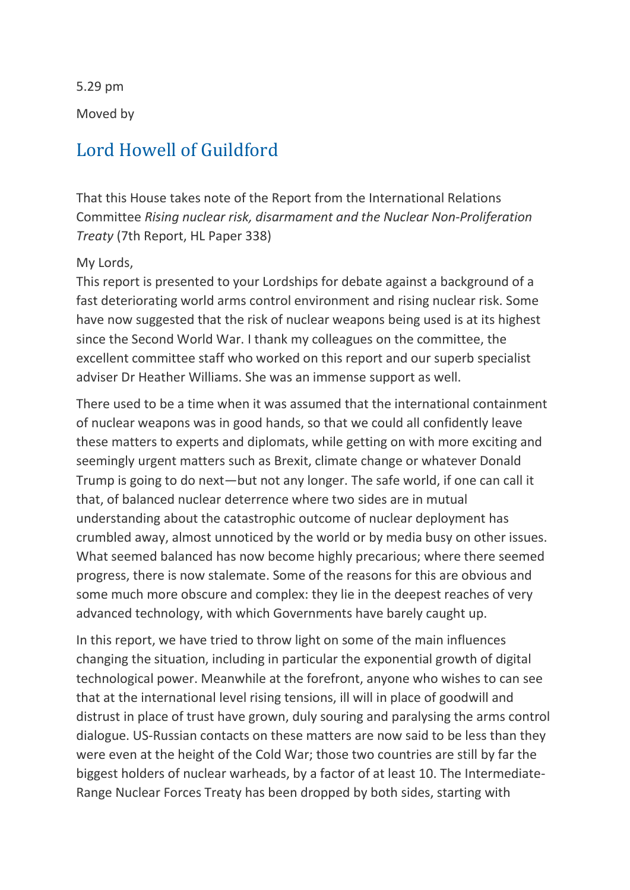5.29 pm

Moved by

## Lord Howell of Guildford

That this House takes note of the Report from the International Relations Committee *Rising nuclear risk, disarmament and the Nuclear Non-Proliferation Treaty* (7th Report, HL Paper 338)

My Lords,
This report is presented to your Lordships for debate against a background of a fast deteriorating world arms control environment and rising nuclear risk. Some have now suggested that the risk of nuclear weapons being used is at its highest since the Second World War. I thank my colleagues on the committee, the excellent committee staff who worked on this report and our superb specialist adviser Dr Heather Williams. She was an immense support as well.

There used to be a time when it was assumed that the international containment of nuclear weapons was in good hands, so that we could all confidently leave these matters to experts and diplomats, while getting on with more exciting and seemingly urgent matters such as Brexit, climate change or whatever Donald Trump is going to do next—but not any longer. The safe world, if one can call it that, of balanced nuclear deterrence where two sides are in mutual understanding about the catastrophic outcome of nuclear deployment has crumbled away, almost unnoticed by the world or by media busy on other issues. What seemed balanced has now become highly precarious; where there seemed progress, there is now stalemate. Some of the reasons for this are obvious and some much more obscure and complex: they lie in the deepest reaches of very advanced technology, with which Governments have barely caught up.

In this report, we have tried to throw light on some of the main influences changing the situation, including in particular the exponential growth of digital technological power. Meanwhile at the forefront, anyone who wishes to can see that at the international level rising tensions, ill will in place of goodwill and distrust in place of trust have grown, duly souring and paralysing the arms control dialogue. US-Russian contacts on these matters are now said to be less than they were even at the height of the Cold War; those two countries are still by far the biggest holders of nuclear warheads, by a factor of at least 10. The Intermediate-Range Nuclear Forces Treaty has been dropped by both sides, starting with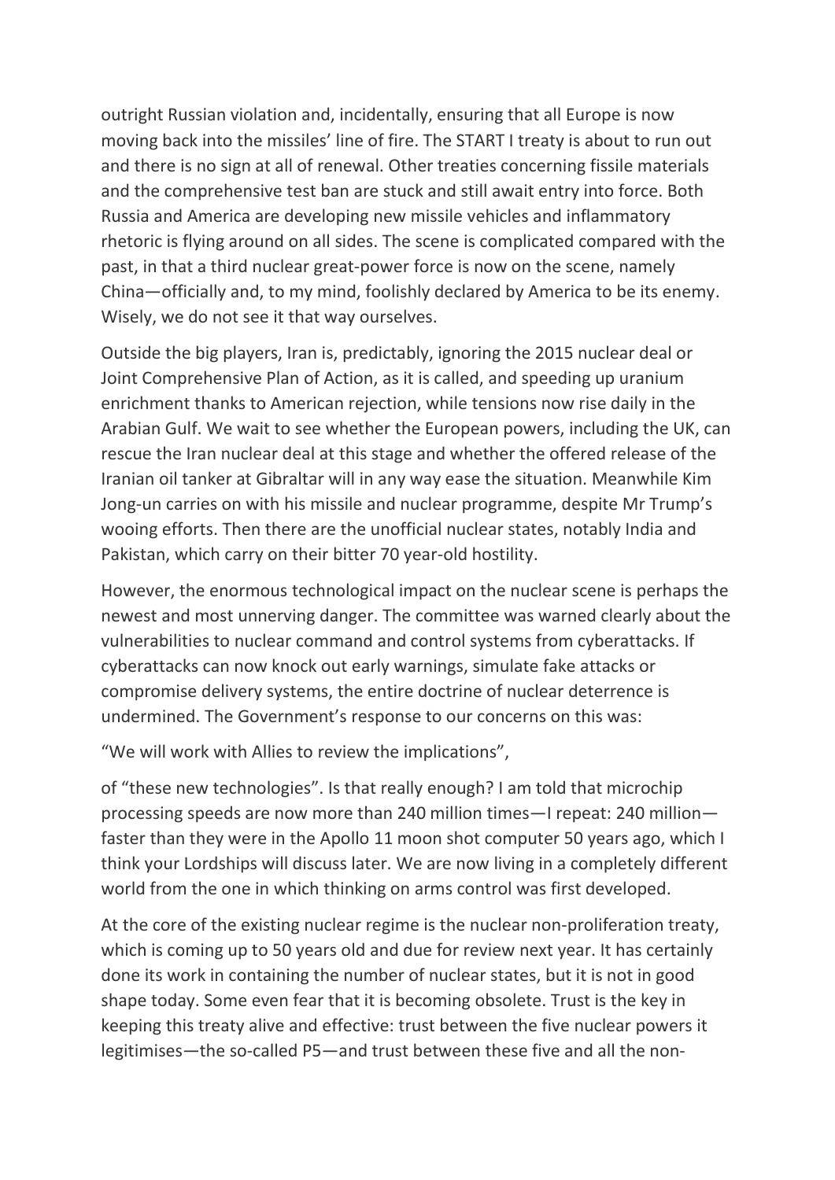outright Russian violation and, incidentally, ensuring that all Europe is now moving back into the missiles' line of fire. The START I treaty is about to run out and there is no sign at all of renewal. Other treaties concerning fissile materials and the comprehensive test ban are stuck and still await entry into force. Both Russia and America are developing new missile vehicles and inflammatory rhetoric is flying around on all sides. The scene is complicated compared with the past, in that a third nuclear great-power force is now on the scene, namely China—officially and, to my mind, foolishly declared by America to be its enemy. Wisely, we do not see it that way ourselves.

Outside the big players, Iran is, predictably, ignoring the 2015 nuclear deal or Joint Comprehensive Plan of Action, as it is called, and speeding up uranium enrichment thanks to American rejection, while tensions now rise daily in the Arabian Gulf. We wait to see whether the European powers, including the UK, can rescue the Iran nuclear deal at this stage and whether the offered release of the Iranian oil tanker at Gibraltar will in any way ease the situation. Meanwhile Kim Jong-un carries on with his missile and nuclear programme, despite Mr Trump's wooing efforts. Then there are the unofficial nuclear states, notably India and Pakistan, which carry on their bitter 70 year-old hostility.

However, the enormous technological impact on the nuclear scene is perhaps the newest and most unnerving danger. The committee was warned clearly about the vulnerabilities to nuclear command and control systems from cyberattacks. If cyberattacks can now knock out early warnings, simulate fake attacks or compromise delivery systems, the entire doctrine of nuclear deterrence is undermined. The Government's response to our concerns on this was:

"We will work with Allies to review the implications",

of "these new technologies". Is that really enough? I am told that microchip processing speeds are now more than 240 million times—I repeat: 240 million—faster than they were in the Apollo 11 moon shot computer 50 years ago, which I think your Lordships will discuss later. We are now living in a completely different world from the one in which thinking on arms control was first developed.

At the core of the existing nuclear regime is the nuclear non-proliferation treaty, which is coming up to 50 years old and due for review next year. It has certainly done its work in containing the number of nuclear states, but it is not in good shape today. Some even fear that it is becoming obsolete. Trust is the key in keeping this treaty alive and effective: trust between the five nuclear powers it legitimises—the so-called P5—and trust between these five and all the non-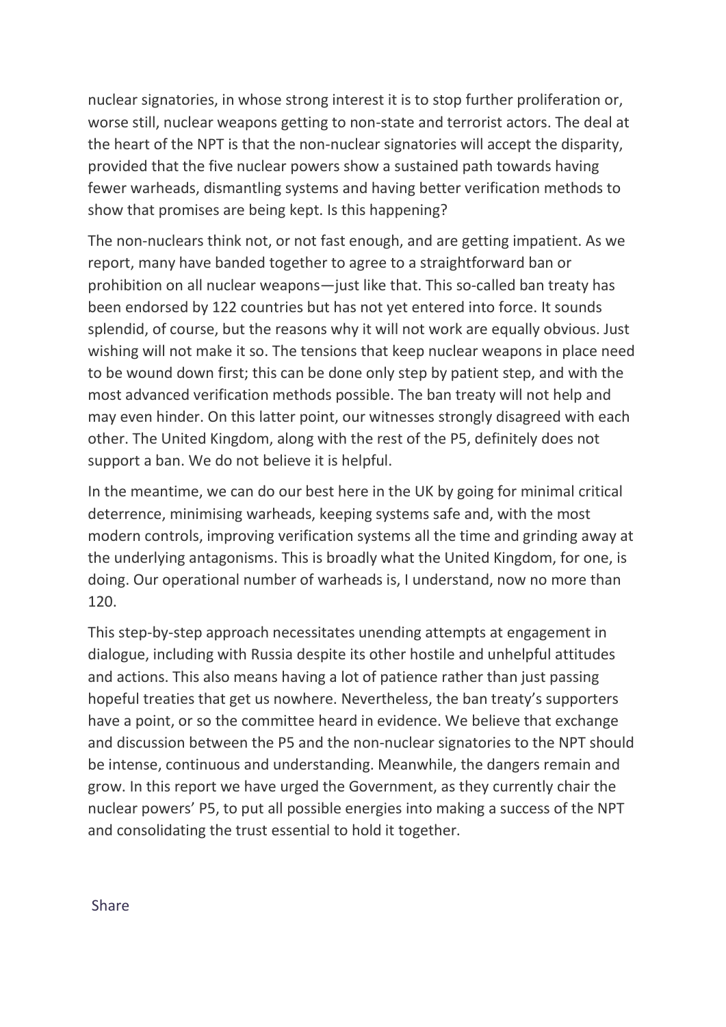nuclear signatories, in whose strong interest it is to stop further proliferation or, worse still, nuclear weapons getting to non-state and terrorist actors. The deal at the heart of the NPT is that the non-nuclear signatories will accept the disparity, provided that the five nuclear powers show a sustained path towards having fewer warheads, dismantling systems and having better verification methods to show that promises are being kept. Is this happening?

The non-nuclears think not, or not fast enough, and are getting impatient. As we report, many have banded together to agree to a straightforward ban or prohibition on all nuclear weapons—just like that. This so-called ban treaty has been endorsed by 122 countries but has not yet entered into force. It sounds splendid, of course, but the reasons why it will not work are equally obvious. Just wishing will not make it so. The tensions that keep nuclear weapons in place need to be wound down first; this can be done only step by patient step, and with the most advanced verification methods possible. The ban treaty will not help and may even hinder. On this latter point, our witnesses strongly disagreed with each other. The United Kingdom, along with the rest of the P5, definitely does not support a ban. We do not believe it is helpful.

In the meantime, we can do our best here in the UK by going for minimal critical deterrence, minimising warheads, keeping systems safe and, with the most modern controls, improving verification systems all the time and grinding away at the underlying antagonisms. This is broadly what the United Kingdom, for one, is doing. Our operational number of warheads is, I understand, now no more than 120.

This step-by-step approach necessitates unending attempts at engagement in dialogue, including with Russia despite its other hostile and unhelpful attitudes and actions. This also means having a lot of patience rather than just passing hopeful treaties that get us nowhere. Nevertheless, the ban treaty's supporters have a point, or so the committee heard in evidence. We believe that exchange and discussion between the P5 and the non-nuclear signatories to the NPT should be intense, continuous and understanding. Meanwhile, the dangers remain and grow. In this report we have urged the Government, as they currently chair the nuclear powers' P5, to put all possible energies into making a success of the NPT and consolidating the trust essential to hold it together.

Share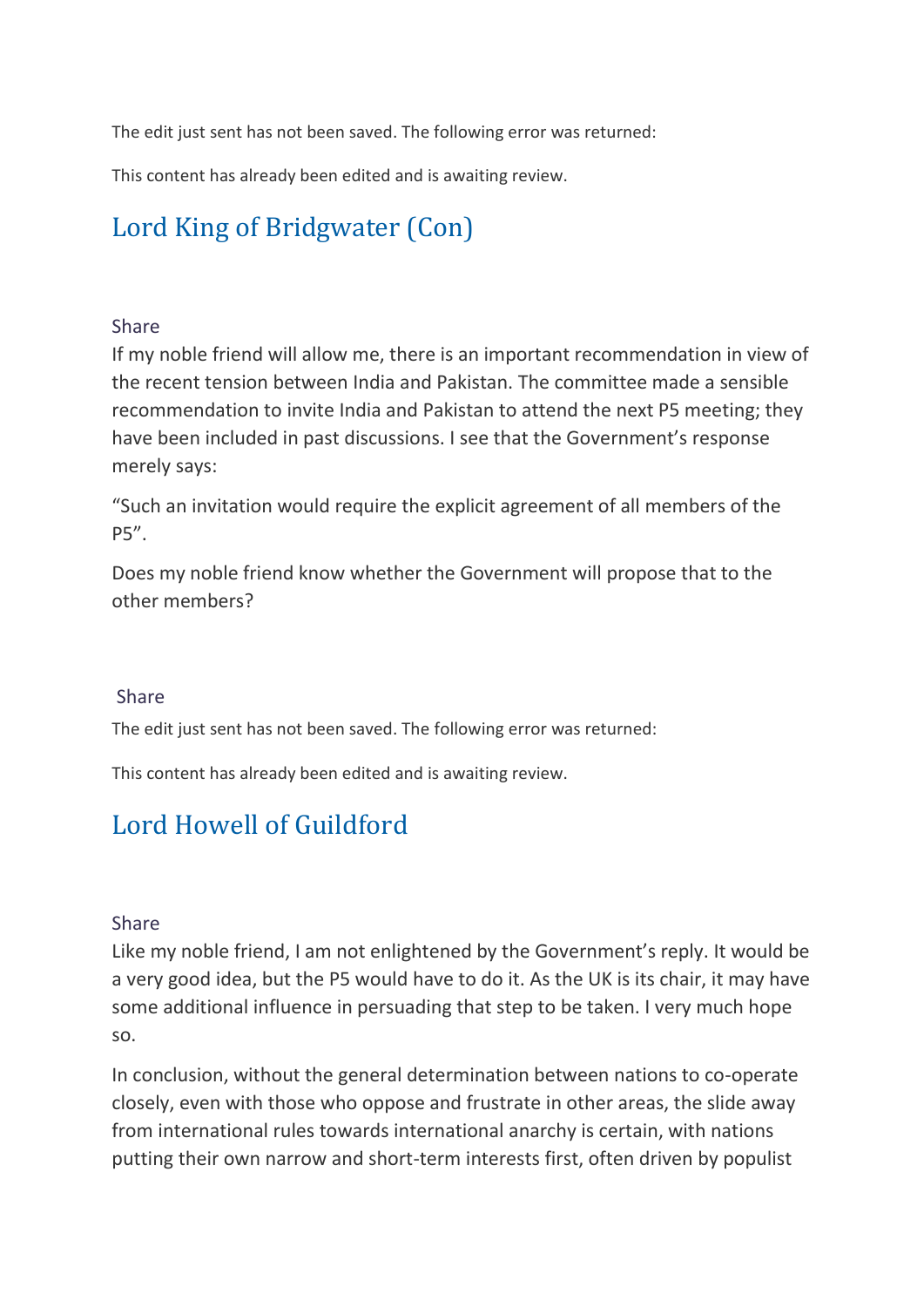The edit just sent has not been saved. The following error was returned:

This content has already been edited and is awaiting review.

## Lord King of Bridgwater (Con)

Share

If my noble friend will allow me, there is an important recommendation in view of the recent tension between India and Pakistan. The committee made a sensible recommendation to invite India and Pakistan to attend the next P5 meeting; they have been included in past discussions. I see that the Government's response merely says:

"Such an invitation would require the explicit agreement of all members of the P5".

Does my noble friend know whether the Government will propose that to the other members?

Share

The edit just sent has not been saved. The following error was returned:

This content has already been edited and is awaiting review.

## Lord Howell of Guildford

Share

Like my noble friend, I am not enlightened by the Government's reply. It would be a very good idea, but the P5 would have to do it. As the UK is its chair, it may have some additional influence in persuading that step to be taken. I very much hope so.

In conclusion, without the general determination between nations to co-operate closely, even with those who oppose and frustrate in other areas, the slide away from international rules towards international anarchy is certain, with nations putting their own narrow and short-term interests first, often driven by populist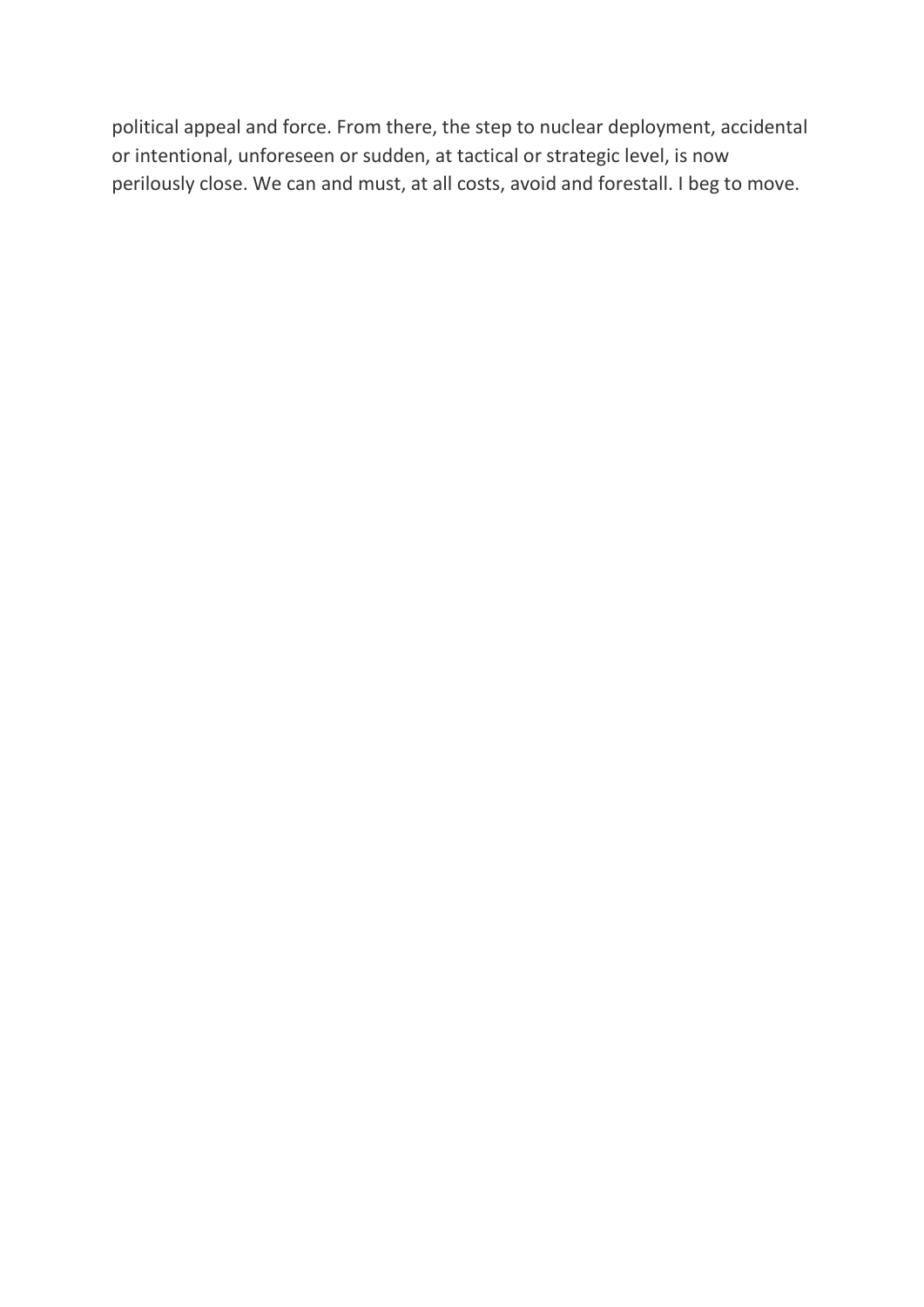political appeal and force. From there, the step to nuclear deployment, accidental or intentional, unforeseen or sudden, at tactical or strategic level, is now perilously close. We can and must, at all costs, avoid and forestall. I beg to move.